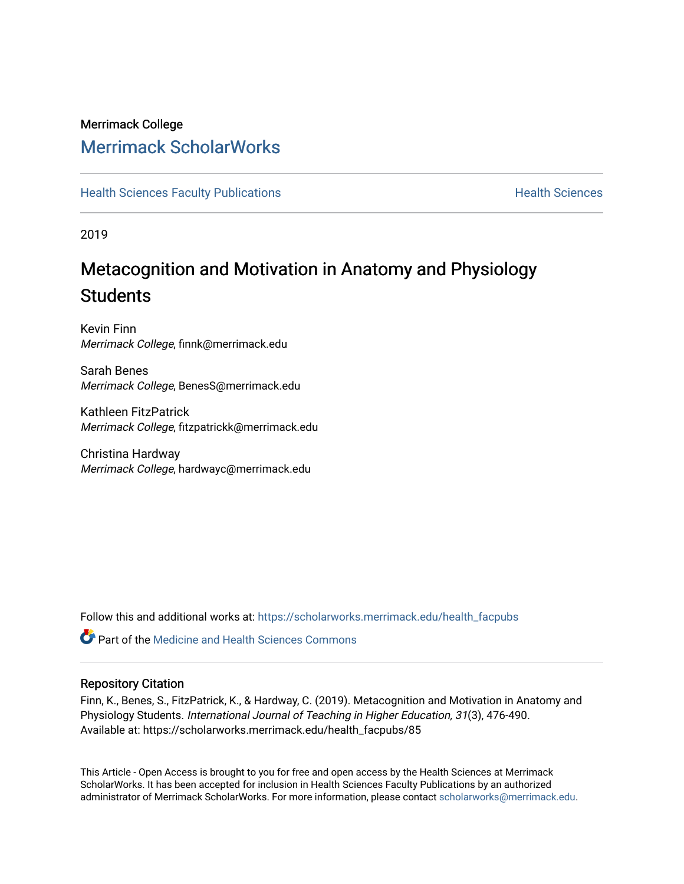Merrimack College

# Merrimack ScholarWorks

Health Sciences Faculty Publications | Health Sciences

2019

# Metacognition and Motivation in Anatomy and Physiology Students

Kevin Finn
*Merrimack College*, finnk@merrimack.edu

Sarah Benes
*Merrimack College*, BenesS@merrimack.edu

Kathleen FitzPatrick
*Merrimack College*, fitzpatrickk@merrimack.edu

Christina Hardway
*Merrimack College*, hardwayc@merrimack.edu

Follow this and additional works at: https://scholarworks.merrimack.edu/health_facpubs

Part of the Medicine and Health Sciences Commons

## Repository Citation

Finn, K., Benes, S., FitzPatrick, K., & Hardway, C. (2019). Metacognition and Motivation in Anatomy and Physiology Students. *International Journal of Teaching in Higher Education, 31*(3), 476-490.
Available at: https://scholarworks.merrimack.edu/health_facpubs/85

This Article - Open Access is brought to you for free and open access by the Health Sciences at Merrimack ScholarWorks. It has been accepted for inclusion in Health Sciences Faculty Publications by an authorized administrator of Merrimack ScholarWorks. For more information, please contact scholarworks@merrimack.edu.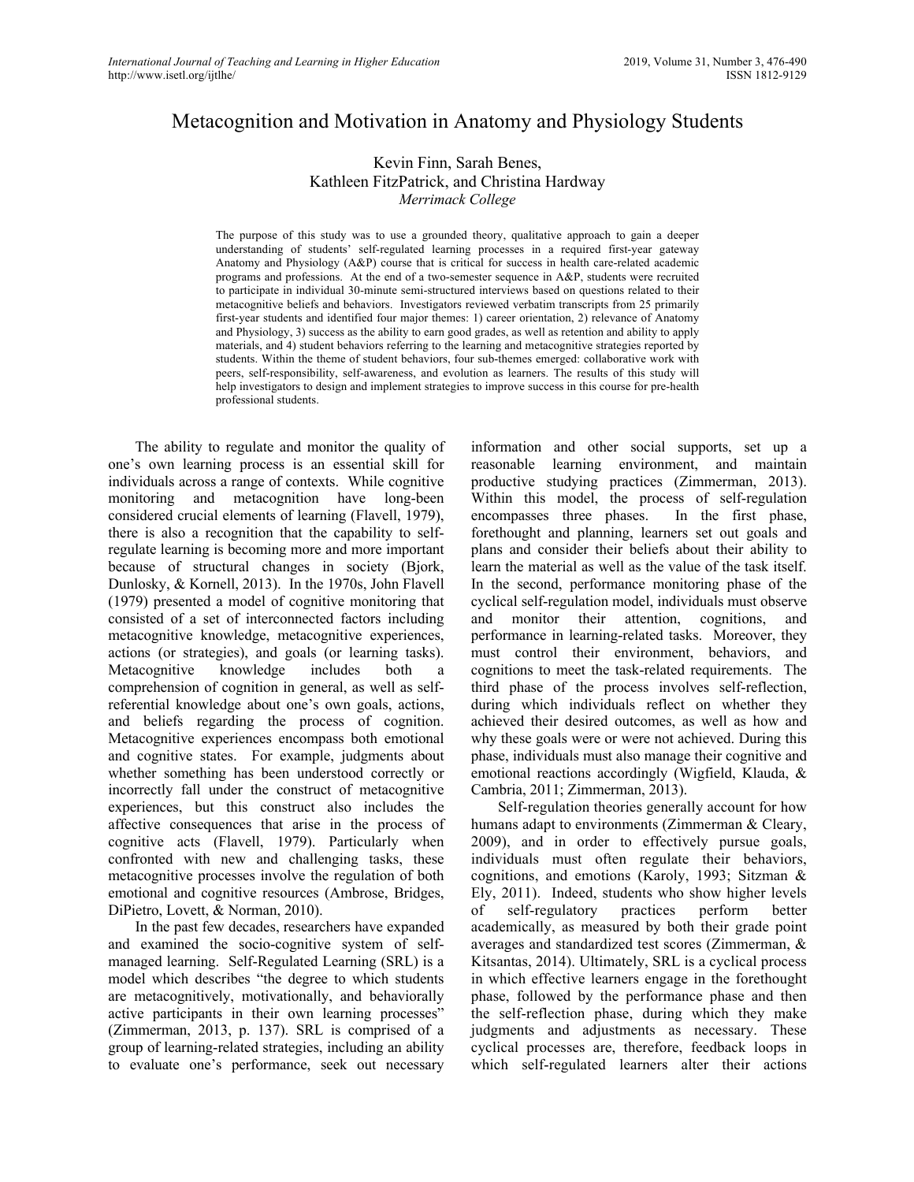# Metacognition and Motivation in Anatomy and Physiology Students

Kevin Finn, Sarah Benes,
Kathleen FitzPatrick, and Christina Hardway
*Merrimack College*

The purpose of this study was to use a grounded theory, qualitative approach to gain a deeper understanding of students' self-regulated learning processes in a required first-year gateway Anatomy and Physiology (A&P) course that is critical for success in health care-related academic programs and professions. At the end of a two-semester sequence in A&P, students were recruited to participate in individual 30-minute semi-structured interviews based on questions related to their metacognitive beliefs and behaviors. Investigators reviewed verbatim transcripts from 25 primarily first-year students and identified four major themes: 1) career orientation, 2) relevance of Anatomy and Physiology, 3) success as the ability to earn good grades, as well as retention and ability to apply materials, and 4) student behaviors referring to the learning and metacognitive strategies reported by students. Within the theme of student behaviors, four sub-themes emerged: collaborative work with peers, self-responsibility, self-awareness, and evolution as learners. The results of this study will help investigators to design and implement strategies to improve success in this course for pre-health professional students.

The ability to regulate and monitor the quality of one's own learning process is an essential skill for individuals across a range of contexts. While cognitive monitoring and metacognition have long-been considered crucial elements of learning (Flavell, 1979), there is also a recognition that the capability to self-regulate learning is becoming more and more important because of structural changes in society (Bjork, Dunlosky, & Kornell, 2013). In the 1970s, John Flavell (1979) presented a model of cognitive monitoring that consisted of a set of interconnected factors including metacognitive knowledge, metacognitive experiences, actions (or strategies), and goals (or learning tasks). Metacognitive knowledge includes both a comprehension of cognition in general, as well as self-referential knowledge about one's own goals, actions, and beliefs regarding the process of cognition. Metacognitive experiences encompass both emotional and cognitive states. For example, judgments about whether something has been understood correctly or incorrectly fall under the construct of metacognitive experiences, but this construct also includes the affective consequences that arise in the process of cognitive acts (Flavell, 1979). Particularly when confronted with new and challenging tasks, these metacognitive processes involve the regulation of both emotional and cognitive resources (Ambrose, Bridges, DiPietro, Lovett, & Norman, 2010).

In the past few decades, researchers have expanded and examined the socio-cognitive system of self-managed learning. Self-Regulated Learning (SRL) is a model which describes "the degree to which students are metacognitively, motivationally, and behaviorally active participants in their own learning processes" (Zimmerman, 2013, p. 137). SRL is comprised of a group of learning-related strategies, including an ability to evaluate one's performance, seek out necessary information and other social supports, set up a reasonable learning environment, and maintain productive studying practices (Zimmerman, 2013). Within this model, the process of self-regulation encompasses three phases. In the first phase, forethought and planning, learners set out goals and plans and consider their beliefs about their ability to learn the material as well as the value of the task itself. In the second, performance monitoring phase of the cyclical self-regulation model, individuals must observe and monitor their attention, cognitions, and performance in learning-related tasks. Moreover, they must control their environment, behaviors, and cognitions to meet the task-related requirements. The third phase of the process involves self-reflection, during which individuals reflect on whether they achieved their desired outcomes, as well as how and why these goals were or were not achieved. During this phase, individuals must also manage their cognitive and emotional reactions accordingly (Wigfield, Klauda, & Cambria, 2011; Zimmerman, 2013).

Self-regulation theories generally account for how humans adapt to environments (Zimmerman & Cleary, 2009), and in order to effectively pursue goals, individuals must often regulate their behaviors, cognitions, and emotions (Karoly, 1993; Sitzman & Ely, 2011). Indeed, students who show higher levels of self-regulatory practices perform better academically, as measured by both their grade point averages and standardized test scores (Zimmerman, & Kitsantas, 2014). Ultimately, SRL is a cyclical process in which effective learners engage in the forethought phase, followed by the performance phase and then the self-reflection phase, during which they make judgments and adjustments as necessary. These cyclical processes are, therefore, feedback loops in which self-regulated learners alter their actions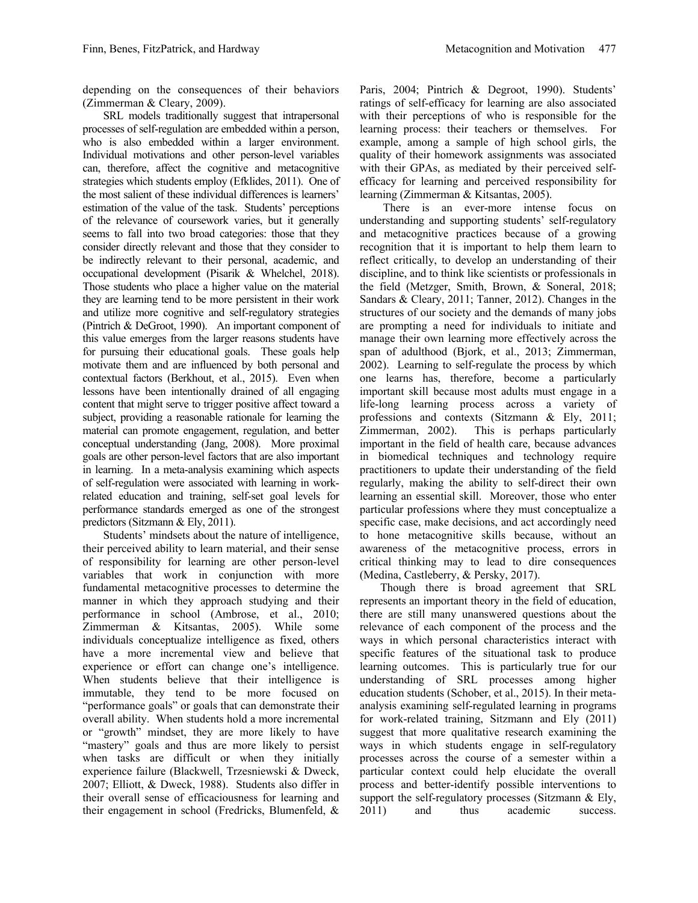depending on the consequences of their behaviors (Zimmerman & Cleary, 2009).

SRL models traditionally suggest that intrapersonal processes of self-regulation are embedded within a person, who is also embedded within a larger environment. Individual motivations and other person-level variables can, therefore, affect the cognitive and metacognitive strategies which students employ (Efklides, 2011). One of the most salient of these individual differences is learners' estimation of the value of the task. Students' perceptions of the relevance of coursework varies, but it generally seems to fall into two broad categories: those that they consider directly relevant and those that they consider to be indirectly relevant to their personal, academic, and occupational development (Pisarik & Whelchel, 2018). Those students who place a higher value on the material they are learning tend to be more persistent in their work and utilize more cognitive and self-regulatory strategies (Pintrich & DeGroot, 1990). An important component of this value emerges from the larger reasons students have for pursuing their educational goals. These goals help motivate them and are influenced by both personal and contextual factors (Berkhout, et al., 2015). Even when lessons have been intentionally drained of all engaging content that might serve to trigger positive affect toward a subject, providing a reasonable rationale for learning the material can promote engagement, regulation, and better conceptual understanding (Jang, 2008). More proximal goals are other person-level factors that are also important in learning. In a meta-analysis examining which aspects of self-regulation were associated with learning in work-related education and training, self-set goal levels for performance standards emerged as one of the strongest predictors (Sitzmann & Ely, 2011).

Students' mindsets about the nature of intelligence, their perceived ability to learn material, and their sense of responsibility for learning are other person-level variables that work in conjunction with more fundamental metacognitive processes to determine the manner in which they approach studying and their performance in school (Ambrose, et al., 2010; Zimmerman & Kitsantas, 2005). While some individuals conceptualize intelligence as fixed, others have a more incremental view and believe that experience or effort can change one's intelligence. When students believe that their intelligence is immutable, they tend to be more focused on "performance goals" or goals that can demonstrate their overall ability. When students hold a more incremental or "growth" mindset, they are more likely to have "mastery" goals and thus are more likely to persist when tasks are difficult or when they initially experience failure (Blackwell, Trzesniewski & Dweck, 2007; Elliott, & Dweck, 1988). Students also differ in their overall sense of efficaciousness for learning and their engagement in school (Fredricks, Blumenfeld, & Paris, 2004; Pintrich & Degroot, 1990). Students' ratings of self-efficacy for learning are also associated with their perceptions of who is responsible for the learning process: their teachers or themselves. For example, among a sample of high school girls, the quality of their homework assignments was associated with their GPAs, as mediated by their perceived self-efficacy for learning and perceived responsibility for learning (Zimmerman & Kitsantas, 2005).

There is an ever-more intense focus on understanding and supporting students' self-regulatory and metacognitive practices because of a growing recognition that it is important to help them learn to reflect critically, to develop an understanding of their discipline, and to think like scientists or professionals in the field (Metzger, Smith, Brown, & Soneral, 2018; Sandars & Cleary, 2011; Tanner, 2012). Changes in the structures of our society and the demands of many jobs are prompting a need for individuals to initiate and manage their own learning more effectively across the span of adulthood (Bjork, et al., 2013; Zimmerman, 2002). Learning to self-regulate the process by which one learns has, therefore, become a particularly important skill because most adults must engage in a life-long learning process across a variety of professions and contexts (Sitzmann & Ely, 2011; Zimmerman, 2002). This is perhaps particularly important in the field of health care, because advances in biomedical techniques and technology require practitioners to update their understanding of the field regularly, making the ability to self-direct their own learning an essential skill. Moreover, those who enter particular professions where they must conceptualize a specific case, make decisions, and act accordingly need to hone metacognitive skills because, without an awareness of the metacognitive process, errors in critical thinking may to lead to dire consequences (Medina, Castleberry, & Persky, 2017).

Though there is broad agreement that SRL represents an important theory in the field of education, there are still many unanswered questions about the relevance of each component of the process and the ways in which personal characteristics interact with specific features of the situational task to produce learning outcomes. This is particularly true for our understanding of SRL processes among higher education students (Schober, et al., 2015). In their meta-analysis examining self-regulated learning in programs for work-related training, Sitzmann and Ely (2011) suggest that more qualitative research examining the ways in which students engage in self-regulatory processes across the course of a semester within a particular context could help elucidate the overall process and better-identify possible interventions to support the self-regulatory processes (Sitzmann & Ely, 2011) and thus academic success.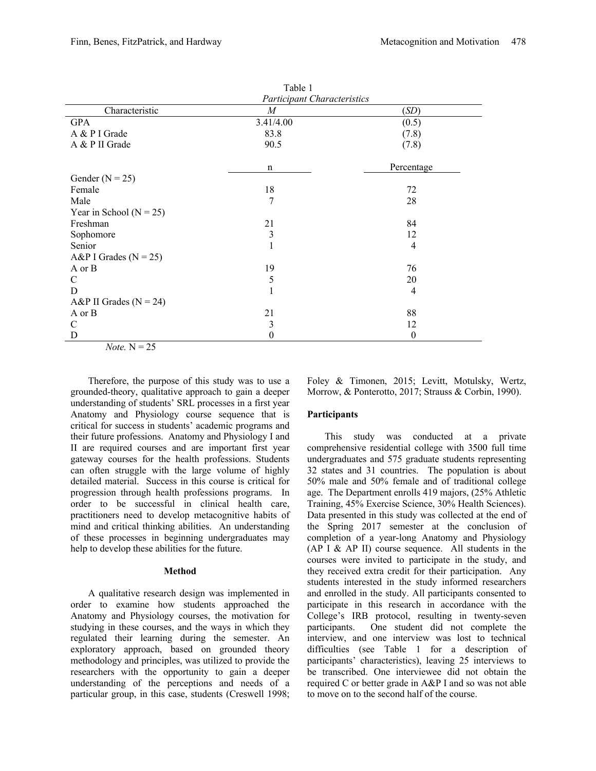Table 1
*Participant Characteristics*

| Characteristic | *M* | (*SD*) |
|---|---|---|
| GPA | 3.41/4.00 | (0.5) |
| A & P I Grade | 83.8 | (7.8) |
| A & P II Grade | 90.5 | (7.8) |
| | n | Percentage |
| Gender (N = 25) | | |
| Female | 18 | 72 |
| Male | 7 | 28 |
| Year in School (N = 25) | | |
| Freshman | 21 | 84 |
| Sophomore | 3 | 12 |
| Senior | 1 | 4 |
| A&P I Grades (N = 25) | | |
| A or B | 19 | 76 |
| C | 5 | 20 |
| D | 1 | 4 |
| A&P II Grades (N = 24) | | |
| A or B | 21 | 88 |
| C | 3 | 12 |
| D | 0 | 0 |

*Note.* N = 25

Therefore, the purpose of this study was to use a grounded-theory, qualitative approach to gain a deeper understanding of students' SRL processes in a first year Anatomy and Physiology course sequence that is critical for success in students' academic programs and their future professions. Anatomy and Physiology I and II are required courses and are important first year gateway courses for the health professions. Students can often struggle with the large volume of highly detailed material. Success in this course is critical for progression through health professions programs. In order to be successful in clinical health care, practitioners need to develop metacognitive habits of mind and critical thinking abilities. An understanding of these processes in beginning undergraduates may help to develop these abilities for the future.

## Method

A qualitative research design was implemented in order to examine how students approached the Anatomy and Physiology courses, the motivation for studying in these courses, and the ways in which they regulated their learning during the semester. An exploratory approach, based on grounded theory methodology and principles, was utilized to provide the researchers with the opportunity to gain a deeper understanding of the perceptions and needs of a particular group, in this case, students (Creswell 1998; Foley & Timonen, 2015; Levitt, Motulsky, Wertz, Morrow, & Ponterotto, 2017; Strauss & Corbin, 1990).

### Participants

This study was conducted at a private comprehensive residential college with 3500 full time undergraduates and 575 graduate students representing 32 states and 31 countries. The population is about 50% male and 50% female and of traditional college age. The Department enrolls 419 majors, (25% Athletic Training, 45% Exercise Science, 30% Health Sciences). Data presented in this study was collected at the end of the Spring 2017 semester at the conclusion of completion of a year-long Anatomy and Physiology (AP I & AP II) course sequence. All students in the courses were invited to participate in the study, and they received extra credit for their participation. Any students interested in the study informed researchers and enrolled in the study. All participants consented to participate in this research in accordance with the College's IRB protocol, resulting in twenty-seven participants. One student did not complete the interview, and one interview was lost to technical difficulties (see Table 1 for a description of participants' characteristics), leaving 25 interviews to be transcribed. One interviewee did not obtain the required C or better grade in A&P I and so was not able to move on to the second half of the course.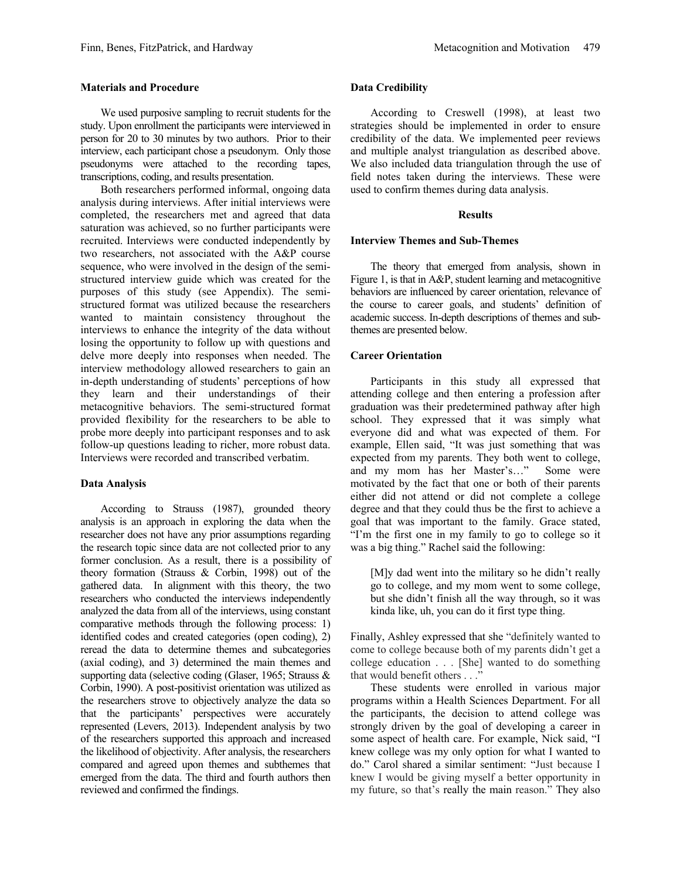### Materials and Procedure

We used purposive sampling to recruit students for the study. Upon enrollment the participants were interviewed in person for 20 to 30 minutes by two authors. Prior to their interview, each participant chose a pseudonym. Only those pseudonyms were attached to the recording tapes, transcriptions, coding, and results presentation.

Both researchers performed informal, ongoing data analysis during interviews. After initial interviews were completed, the researchers met and agreed that data saturation was achieved, so no further participants were recruited. Interviews were conducted independently by two researchers, not associated with the A&P course sequence, who were involved in the design of the semi-structured interview guide which was created for the purposes of this study (see Appendix). The semi-structured format was utilized because the researchers wanted to maintain consistency throughout the interviews to enhance the integrity of the data without losing the opportunity to follow up with questions and delve more deeply into responses when needed. The interview methodology allowed researchers to gain an in-depth understanding of students' perceptions of how they learn and their understandings of their metacognitive behaviors. The semi-structured format provided flexibility for the researchers to be able to probe more deeply into participant responses and to ask follow-up questions leading to richer, more robust data. Interviews were recorded and transcribed verbatim.

### Data Analysis

According to Strauss (1987), grounded theory analysis is an approach in exploring the data when the researcher does not have any prior assumptions regarding the research topic since data are not collected prior to any former conclusion. As a result, there is a possibility of theory formation (Strauss & Corbin, 1998) out of the gathered data. In alignment with this theory, the two researchers who conducted the interviews independently analyzed the data from all of the interviews, using constant comparative methods through the following process: 1) identified codes and created categories (open coding), 2) reread the data to determine themes and subcategories (axial coding), and 3) determined the main themes and supporting data (selective coding (Glaser, 1965; Strauss & Corbin, 1990). A post-positivist orientation was utilized as the researchers strove to objectively analyze the data so that the participants' perspectives were accurately represented (Levers, 2013). Independent analysis by two of the researchers supported this approach and increased the likelihood of objectivity. After analysis, the researchers compared and agreed upon themes and subthemes that emerged from the data. The third and fourth authors then reviewed and confirmed the findings.

### Data Credibility

According to Creswell (1998), at least two strategies should be implemented in order to ensure credibility of the data. We implemented peer reviews and multiple analyst triangulation as described above. We also included data triangulation through the use of field notes taken during the interviews. These were used to confirm themes during data analysis.

## Results

### Interview Themes and Sub-Themes

The theory that emerged from analysis, shown in Figure 1, is that in A&P, student learning and metacognitive behaviors are influenced by career orientation, relevance of the course to career goals, and students' definition of academic success. In-depth descriptions of themes and sub-themes are presented below.

### Career Orientation

Participants in this study all expressed that attending college and then entering a profession after graduation was their predetermined pathway after high school. They expressed that it was simply what everyone did and what was expected of them. For example, Ellen said, "It was just something that was expected from my parents. They both went to college, and my mom has her Master's…" Some were motivated by the fact that one or both of their parents either did not attend or did not complete a college degree and that they could thus be the first to achieve a goal that was important to the family. Grace stated, "I'm the first one in my family to go to college so it was a big thing." Rachel said the following:

> [M]y dad went into the military so he didn't really go to college, and my mom went to some college, but she didn't finish all the way through, so it was kinda like, uh, you can do it first type thing.

Finally, Ashley expressed that she "definitely wanted to come to college because both of my parents didn't get a college education . . . [She] wanted to do something that would benefit others . . ."

These students were enrolled in various major programs within a Health Sciences Department. For all the participants, the decision to attend college was strongly driven by the goal of developing a career in some aspect of health care. For example, Nick said, "I knew college was my only option for what I wanted to do." Carol shared a similar sentiment: "Just because I knew I would be giving myself a better opportunity in my future, so that's really the main reason." They also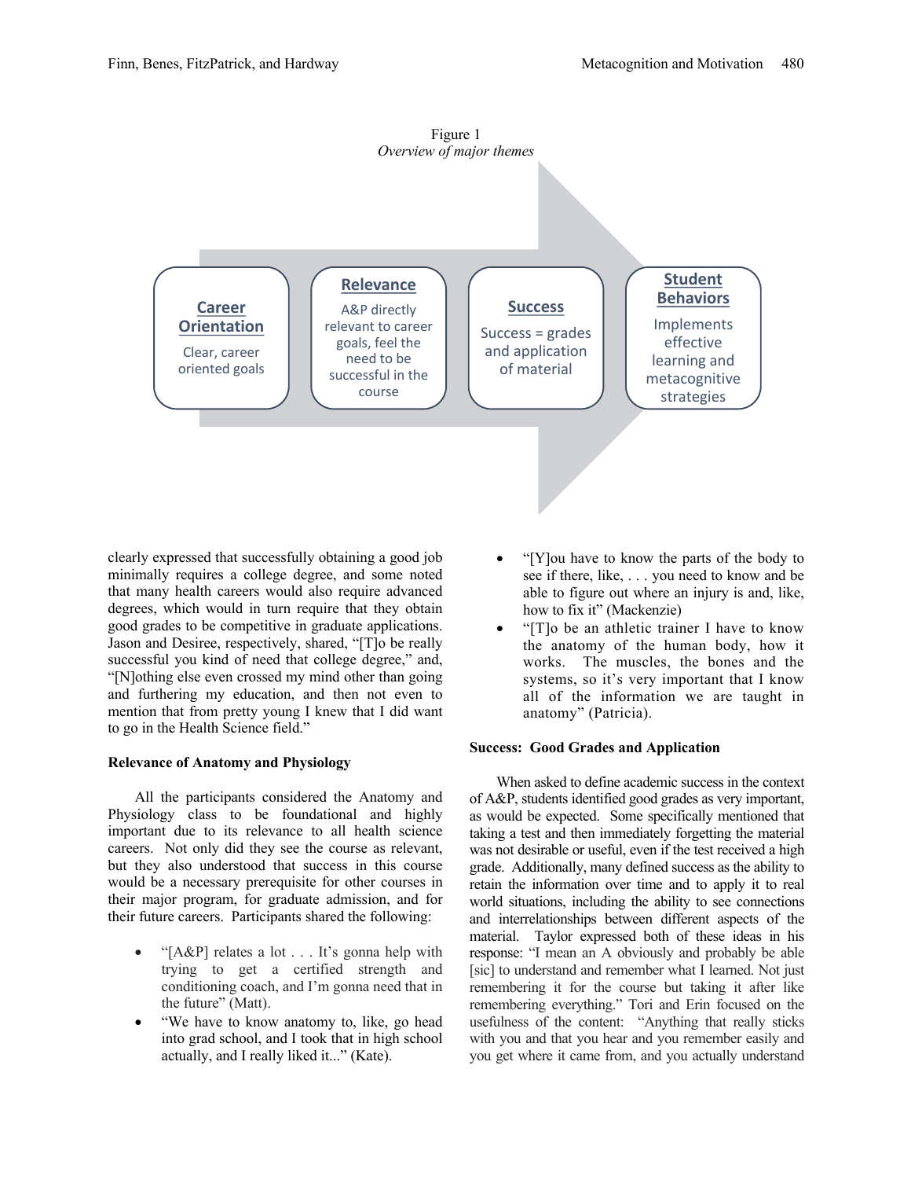Figure 1
*Overview of major themes*

**Career Orientation**
Clear, career oriented goals

**Relevance**
A&P directly relevant to career goals, feel the need to be successful in the course

**Success**
Success = grades and application of material

**Student Behaviors**
Implements effective learning and metacognitive strategies

clearly expressed that successfully obtaining a good job minimally requires a college degree, and some noted that many health careers would also require advanced degrees, which would in turn require that they obtain good grades to be competitive in graduate applications. Jason and Desiree, respectively, shared, "[T]o be really successful you kind of need that college degree," and, "[N]othing else even crossed my mind other than going and furthering my education, and then not even to mention that from pretty young I knew that I did want to go in the Health Science field."

### Relevance of Anatomy and Physiology

All the participants considered the Anatomy and Physiology class to be foundational and highly important due to its relevance to all health science careers. Not only did they see the course as relevant, but they also understood that success in this course would be a necessary prerequisite for other courses in their major program, for graduate admission, and for their future careers. Participants shared the following:

- "[A&P] relates a lot . . . It's gonna help with trying to get a certified strength and conditioning coach, and I'm gonna need that in the future" (Matt).
- "We have to know anatomy to, like, go head into grad school, and I took that in high school actually, and I really liked it..." (Kate).
- "[Y]ou have to know the parts of the body to see if there, like, . . . you need to know and be able to figure out where an injury is and, like, how to fix it" (Mackenzie)
- "[T]o be an athletic trainer I have to know the anatomy of the human body, how it works. The muscles, the bones and the systems, so it's very important that I know all of the information we are taught in anatomy" (Patricia).

### Success: Good Grades and Application

When asked to define academic success in the context of A&P, students identified good grades as very important, as would be expected. Some specifically mentioned that taking a test and then immediately forgetting the material was not desirable or useful, even if the test received a high grade. Additionally, many defined success as the ability to retain the information over time and to apply it to real world situations, including the ability to see connections and interrelationships between different aspects of the material. Taylor expressed both of these ideas in his response: "I mean an A obviously and probably be able [sic] to understand and remember what I learned. Not just remembering it for the course but taking it after like remembering everything." Tori and Erin focused on the usefulness of the content: "Anything that really sticks with you and that you hear and you remember easily and you get where it came from, and you actually understand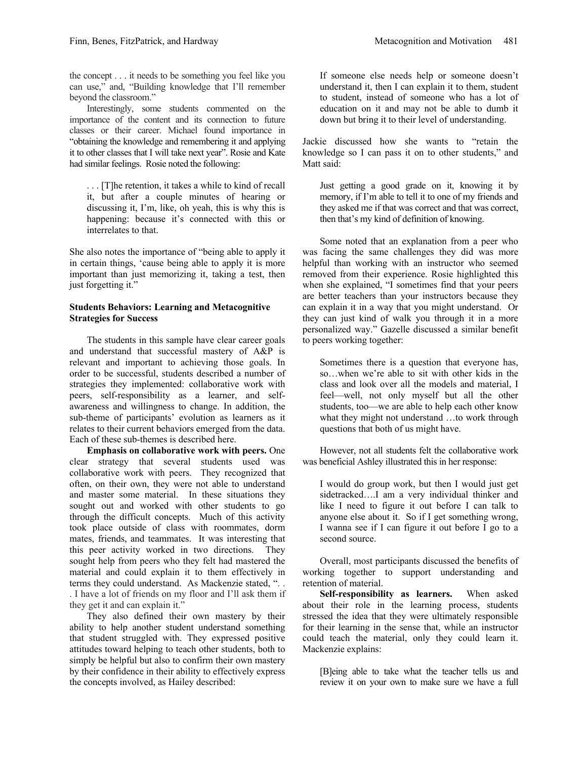the concept . . . it needs to be something you feel like you can use," and, "Building knowledge that I'll remember beyond the classroom."

Interestingly, some students commented on the importance of the content and its connection to future classes or their career. Michael found importance in "obtaining the knowledge and remembering it and applying it to other classes that I will take next year". Rosie and Kate had similar feelings. Rosie noted the following:

> . . . [T]he retention, it takes a while to kind of recall it, but after a couple minutes of hearing or discussing it, I'm, like, oh yeah, this is why this is happening: because it's connected with this or interrelates to that.

She also notes the importance of "being able to apply it in certain things, 'cause being able to apply it is more important than just memorizing it, taking a test, then just forgetting it."

### Students Behaviors: Learning and Metacognitive Strategies for Success

The students in this sample have clear career goals and understand that successful mastery of A&P is relevant and important to achieving those goals. In order to be successful, students described a number of strategies they implemented: collaborative work with peers, self-responsibility as a learner, and self-awareness and willingness to change. In addition, the sub-theme of participants' evolution as learners as it relates to their current behaviors emerged from the data. Each of these sub-themes is described here.

**Emphasis on collaborative work with peers.** One clear strategy that several students used was collaborative work with peers. They recognized that often, on their own, they were not able to understand and master some material. In these situations they sought out and worked with other students to go through the difficult concepts. Much of this activity took place outside of class with roommates, dorm mates, friends, and teammates. It was interesting that this peer activity worked in two directions. They sought help from peers who they felt had mastered the material and could explain it to them effectively in terms they could understand. As Mackenzie stated, ". . . I have a lot of friends on my floor and I'll ask them if they get it and can explain it."

They also defined their own mastery by their ability to help another student understand something that student struggled with. They expressed positive attitudes toward helping to teach other students, both to simply be helpful but also to confirm their own mastery by their confidence in their ability to effectively express the concepts involved, as Hailey described:

> If someone else needs help or someone doesn't understand it, then I can explain it to them, student to student, instead of someone who has a lot of education on it and may not be able to dumb it down but bring it to their level of understanding.

Jackie discussed how she wants to "retain the knowledge so I can pass it on to other students," and Matt said:

> Just getting a good grade on it, knowing it by memory, if I'm able to tell it to one of my friends and they asked me if that was correct and that was correct, then that's my kind of definition of knowing.

Some noted that an explanation from a peer who was facing the same challenges they did was more helpful than working with an instructor who seemed removed from their experience. Rosie highlighted this when she explained, "I sometimes find that your peers are better teachers than your instructors because they can explain it in a way that you might understand. Or they can just kind of walk you through it in a more personalized way." Gazelle discussed a similar benefit to peers working together:

> Sometimes there is a question that everyone has, so…when we're able to sit with other kids in the class and look over all the models and material, I feel—well, not only myself but all the other students, too—we are able to help each other know what they might not understand …to work through questions that both of us might have.

However, not all students felt the collaborative work was beneficial Ashley illustrated this in her response:

> I would do group work, but then I would just get sidetracked….I am a very individual thinker and like I need to figure it out before I can talk to anyone else about it. So if I get something wrong, I wanna see if I can figure it out before I go to a second source.

Overall, most participants discussed the benefits of working together to support understanding and retention of material.

**Self-responsibility as learners.** When asked about their role in the learning process, students stressed the idea that they were ultimately responsible for their learning in the sense that, while an instructor could teach the material, only they could learn it. Mackenzie explains:

> [B]eing able to take what the teacher tells us and review it on your own to make sure we have a full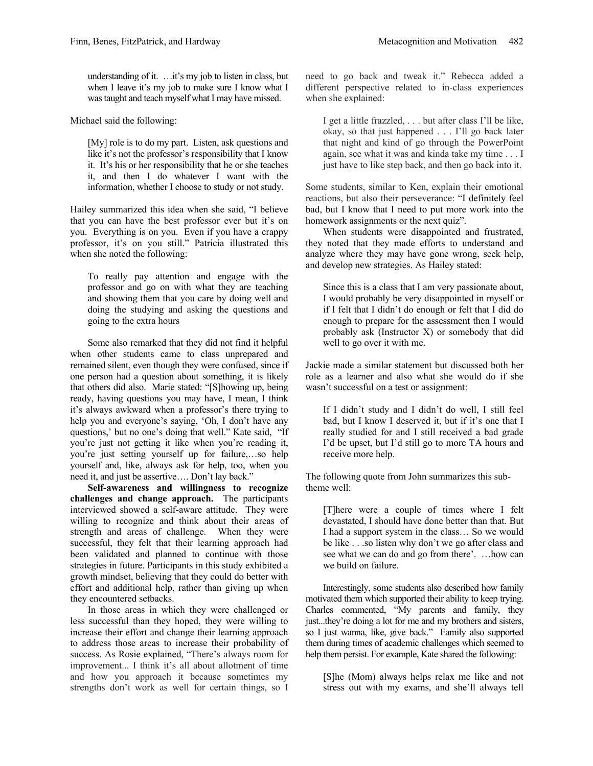> understanding of it. …it's my job to listen in class, but when I leave it's my job to make sure I know what I was taught and teach myself what I may have missed.

Michael said the following:

> [My] role is to do my part. Listen, ask questions and like it's not the professor's responsibility that I know it. It's his or her responsibility that he or she teaches it, and then I do whatever I want with the information, whether I choose to study or not study.

Hailey summarized this idea when she said, "I believe that you can have the best professor ever but it's on you. Everything is on you. Even if you have a crappy professor, it's on you still." Patricia illustrated this when she noted the following:

> To really pay attention and engage with the professor and go on with what they are teaching and showing them that you care by doing well and doing the studying and asking the questions and going to the extra hours

Some also remarked that they did not find it helpful when other students came to class unprepared and remained silent, even though they were confused, since if one person had a question about something, it is likely that others did also. Marie stated: "[S]howing up, being ready, having questions you may have, I mean, I think it's always awkward when a professor's there trying to help you and everyone's saying, 'Oh, I don't have any questions,' but no one's doing that well." Kate said, "If you're just not getting it like when you're reading it, you're just setting yourself up for failure,…so help yourself and, like, always ask for help, too, when you need it, and just be assertive…. Don't lay back."

**Self-awareness and willingness to recognize challenges and change approach.** The participants interviewed showed a self-aware attitude. They were willing to recognize and think about their areas of strength and areas of challenge. When they were successful, they felt that their learning approach had been validated and planned to continue with those strategies in future. Participants in this study exhibited a growth mindset, believing that they could do better with effort and additional help, rather than giving up when they encountered setbacks.

In those areas in which they were challenged or less successful than they hoped, they were willing to increase their effort and change their learning approach to address those areas to increase their probability of success. As Rosie explained, "There's always room for improvement... I think it's all about allotment of time and how you approach it because sometimes my strengths don't work as well for certain things, so I need to go back and tweak it." Rebecca added a different perspective related to in-class experiences when she explained:

> I get a little frazzled, . . . but after class I'll be like, okay, so that just happened . . . I'll go back later that night and kind of go through the PowerPoint again, see what it was and kinda take my time . . . I just have to like step back, and then go back into it.

Some students, similar to Ken, explain their emotional reactions, but also their perseverance: "I definitely feel bad, but I know that I need to put more work into the homework assignments or the next quiz".

When students were disappointed and frustrated, they noted that they made efforts to understand and analyze where they may have gone wrong, seek help, and develop new strategies. As Hailey stated:

> Since this is a class that I am very passionate about, I would probably be very disappointed in myself or if I felt that I didn't do enough or felt that I did do enough to prepare for the assessment then I would probably ask (Instructor X) or somebody that did well to go over it with me.

Jackie made a similar statement but discussed both her role as a learner and also what she would do if she wasn't successful on a test or assignment:

> If I didn't study and I didn't do well, I still feel bad, but I know I deserved it, but if it's one that I really studied for and I still received a bad grade I'd be upset, but I'd still go to more TA hours and receive more help.

The following quote from John summarizes this sub-theme well:

> [T]here were a couple of times where I felt devastated, I should have done better than that. But I had a support system in the class… So we would be like . . .so listen why don't we go after class and see what we can do and go from there'. …how can we build on failure.

Interestingly, some students also described how family motivated them which supported their ability to keep trying. Charles commented, "My parents and family, they just...they're doing a lot for me and my brothers and sisters, so I just wanna, like, give back." Family also supported them during times of academic challenges which seemed to help them persist. For example, Kate shared the following:

> [S]he (Mom) always helps relax me like and not stress out with my exams, and she'll always tell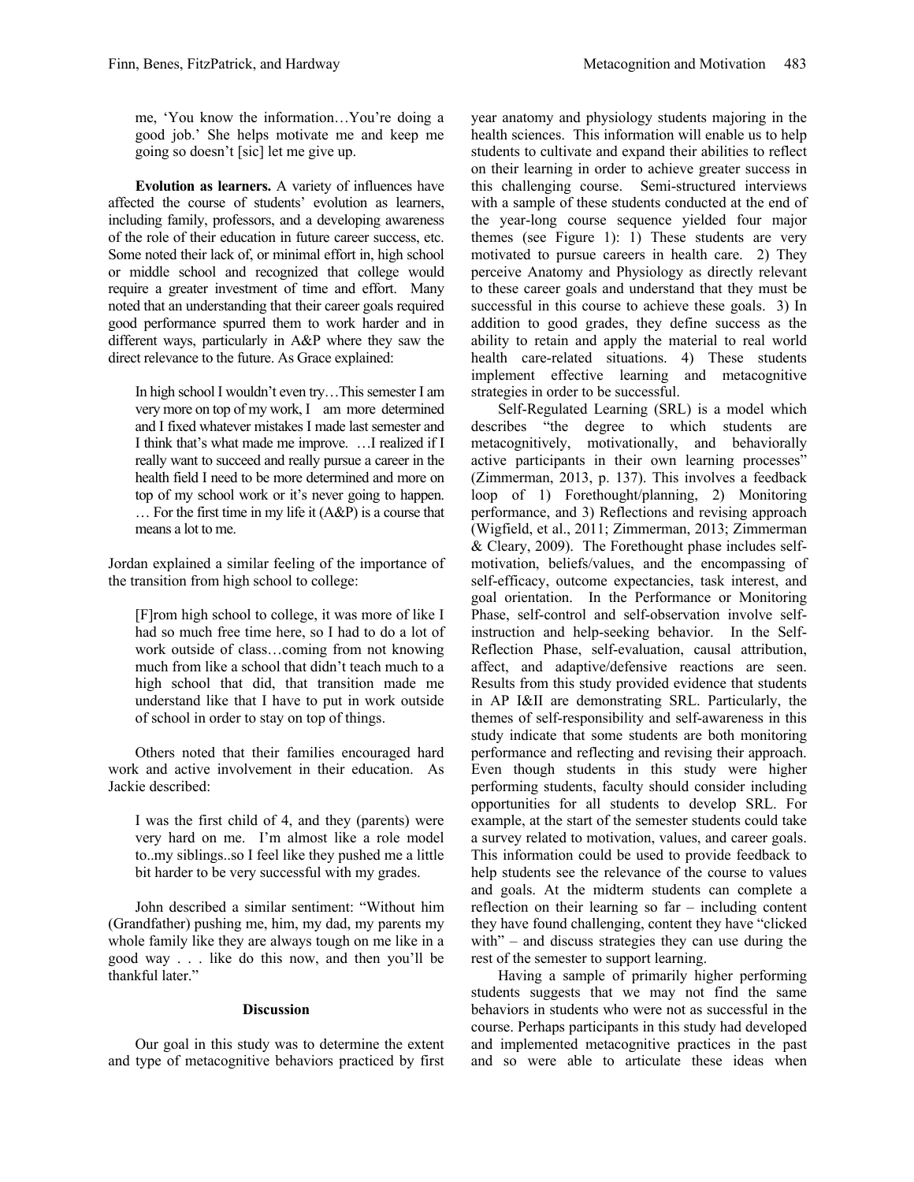me, 'You know the information…You're doing a good job.' She helps motivate me and keep me going so doesn't [sic] let me give up.

**Evolution as learners.** A variety of influences have affected the course of students' evolution as learners, including family, professors, and a developing awareness of the role of their education in future career success, etc. Some noted their lack of, or minimal effort in, high school or middle school and recognized that college would require a greater investment of time and effort. Many noted that an understanding that their career goals required good performance spurred them to work harder and in different ways, particularly in A&P where they saw the direct relevance to the future. As Grace explained:

> In high school I wouldn't even try…This semester I am very more on top of my work, I am more determined and I fixed whatever mistakes I made last semester and I think that's what made me improve. …I realized if I really want to succeed and really pursue a career in the health field I need to be more determined and more on top of my school work or it's never going to happen. … For the first time in my life it (A&P) is a course that means a lot to me.

Jordan explained a similar feeling of the importance of the transition from high school to college:

> [F]rom high school to college, it was more of like I had so much free time here, so I had to do a lot of work outside of class…coming from not knowing much from like a school that didn't teach much to a high school that did, that transition made me understand like that I have to put in work outside of school in order to stay on top of things.

Others noted that their families encouraged hard work and active involvement in their education. As Jackie described:

> I was the first child of 4, and they (parents) were very hard on me. I'm almost like a role model to..my siblings..so I feel like they pushed me a little bit harder to be very successful with my grades.

John described a similar sentiment: "Without him (Grandfather) pushing me, him, my dad, my parents my whole family like they are always tough on me like in a good way . . . like do this now, and then you'll be thankful later."

### Discussion

Our goal in this study was to determine the extent and type of metacognitive behaviors practiced by first year anatomy and physiology students majoring in the health sciences. This information will enable us to help students to cultivate and expand their abilities to reflect on their learning in order to achieve greater success in this challenging course. Semi-structured interviews with a sample of these students conducted at the end of the year-long course sequence yielded four major themes (see Figure 1): 1) These students are very motivated to pursue careers in health care. 2) They perceive Anatomy and Physiology as directly relevant to these career goals and understand that they must be successful in this course to achieve these goals. 3) In addition to good grades, they define success as the ability to retain and apply the material to real world health care-related situations. 4) These students implement effective learning and metacognitive strategies in order to be successful.

Self-Regulated Learning (SRL) is a model which describes "the degree to which students are metacognitively, motivationally, and behaviorally active participants in their own learning processes" (Zimmerman, 2013, p. 137). This involves a feedback loop of 1) Forethought/planning, 2) Monitoring performance, and 3) Reflections and revising approach (Wigfield, et al., 2011; Zimmerman, 2013; Zimmerman & Cleary, 2009). The Forethought phase includes self-motivation, beliefs/values, and the encompassing of self-efficacy, outcome expectancies, task interest, and goal orientation. In the Performance or Monitoring Phase, self-control and self-observation involve self-instruction and help-seeking behavior. In the Self-Reflection Phase, self-evaluation, causal attribution, affect, and adaptive/defensive reactions are seen. Results from this study provided evidence that students in AP I&II are demonstrating SRL. Particularly, the themes of self-responsibility and self-awareness in this study indicate that some students are both monitoring performance and reflecting and revising their approach. Even though students in this study were higher performing students, faculty should consider including opportunities for all students to develop SRL. For example, at the start of the semester students could take a survey related to motivation, values, and career goals. This information could be used to provide feedback to help students see the relevance of the course to values and goals. At the midterm students can complete a reflection on their learning so far – including content they have found challenging, content they have "clicked with" – and discuss strategies they can use during the rest of the semester to support learning.

Having a sample of primarily higher performing students suggests that we may not find the same behaviors in students who were not as successful in the course. Perhaps participants in this study had developed and implemented metacognitive practices in the past and so were able to articulate these ideas when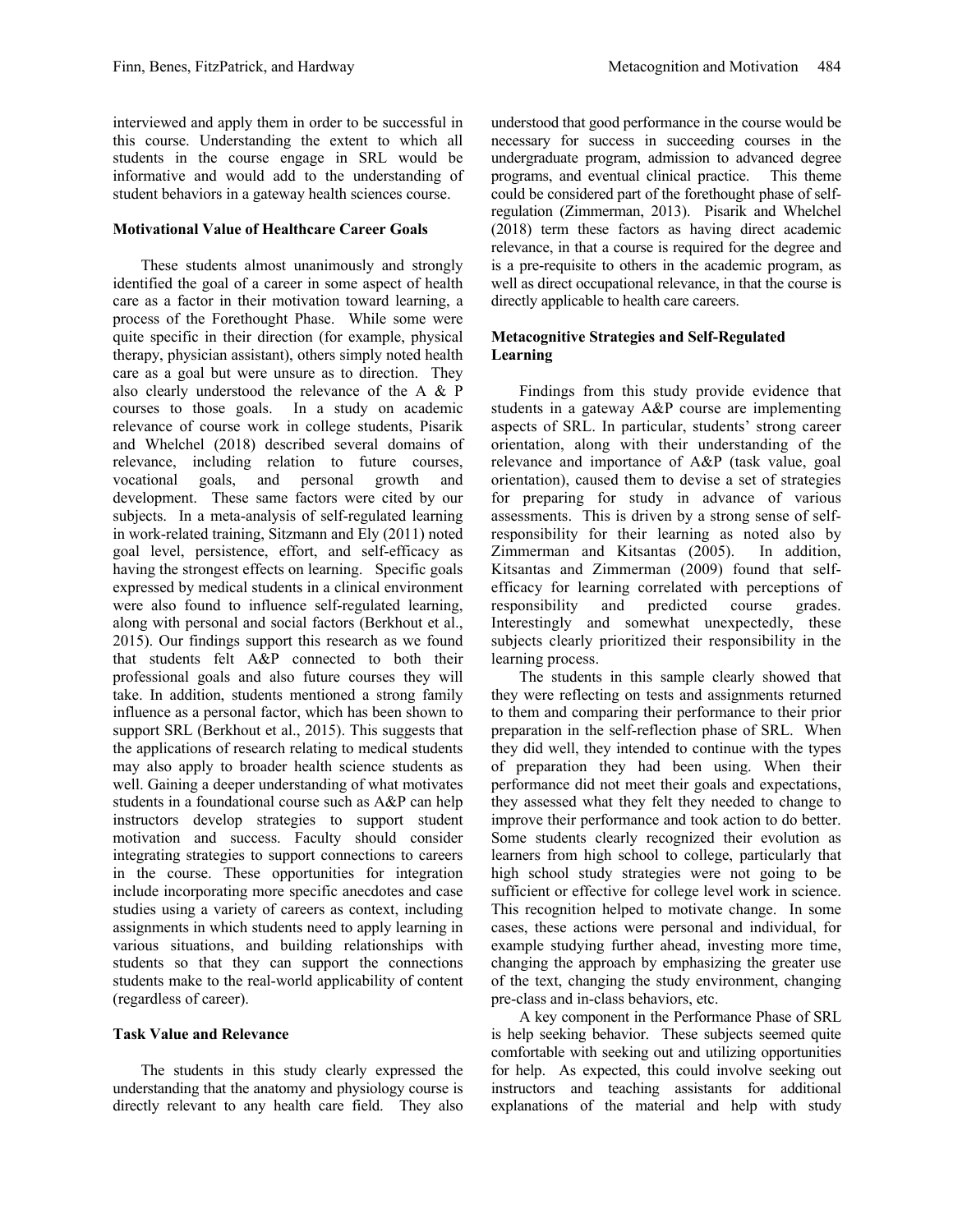interviewed and apply them in order to be successful in this course. Understanding the extent to which all students in the course engage in SRL would be informative and would add to the understanding of student behaviors in a gateway health sciences course.

### Motivational Value of Healthcare Career Goals

These students almost unanimously and strongly identified the goal of a career in some aspect of health care as a factor in their motivation toward learning, a process of the Forethought Phase. While some were quite specific in their direction (for example, physical therapy, physician assistant), others simply noted health care as a goal but were unsure as to direction. They also clearly understood the relevance of the A & P courses to those goals. In a study on academic relevance of course work in college students, Pisarik and Whelchel (2018) described several domains of relevance, including relation to future courses, vocational goals, and personal growth and development. These same factors were cited by our subjects. In a meta-analysis of self-regulated learning in work-related training, Sitzmann and Ely (2011) noted goal level, persistence, effort, and self-efficacy as having the strongest effects on learning. Specific goals expressed by medical students in a clinical environment were also found to influence self-regulated learning, along with personal and social factors (Berkhout et al., 2015). Our findings support this research as we found that students felt A&P connected to both their professional goals and also future courses they will take. In addition, students mentioned a strong family influence as a personal factor, which has been shown to support SRL (Berkhout et al., 2015). This suggests that the applications of research relating to medical students may also apply to broader health science students as well. Gaining a deeper understanding of what motivates students in a foundational course such as A&P can help instructors develop strategies to support student motivation and success. Faculty should consider integrating strategies to support connections to careers in the course. These opportunities for integration include incorporating more specific anecdotes and case studies using a variety of careers as context, including assignments in which students need to apply learning in various situations, and building relationships with students so that they can support the connections students make to the real-world applicability of content (regardless of career).

### Task Value and Relevance

The students in this study clearly expressed the understanding that the anatomy and physiology course is directly relevant to any health care field. They also understood that good performance in the course would be necessary for success in succeeding courses in the undergraduate program, admission to advanced degree programs, and eventual clinical practice. This theme could be considered part of the forethought phase of self-regulation (Zimmerman, 2013). Pisarik and Whelchel (2018) term these factors as having direct academic relevance, in that a course is required for the degree and is a pre-requisite to others in the academic program, as well as direct occupational relevance, in that the course is directly applicable to health care careers.

### Metacognitive Strategies and Self-Regulated Learning

Findings from this study provide evidence that students in a gateway A&P course are implementing aspects of SRL. In particular, students' strong career orientation, along with their understanding of the relevance and importance of A&P (task value, goal orientation), caused them to devise a set of strategies for preparing for study in advance of various assessments. This is driven by a strong sense of self-responsibility for their learning as noted also by Zimmerman and Kitsantas (2005). In addition, Kitsantas and Zimmerman (2009) found that self-efficacy for learning correlated with perceptions of responsibility and predicted course grades. Interestingly and somewhat unexpectedly, these subjects clearly prioritized their responsibility in the learning process.

The students in this sample clearly showed that they were reflecting on tests and assignments returned to them and comparing their performance to their prior preparation in the self-reflection phase of SRL. When they did well, they intended to continue with the types of preparation they had been using. When their performance did not meet their goals and expectations, they assessed what they felt they needed to change to improve their performance and took action to do better. Some students clearly recognized their evolution as learners from high school to college, particularly that high school study strategies were not going to be sufficient or effective for college level work in science. This recognition helped to motivate change. In some cases, these actions were personal and individual, for example studying further ahead, investing more time, changing the approach by emphasizing the greater use of the text, changing the study environment, changing pre-class and in-class behaviors, etc.

A key component in the Performance Phase of SRL is help seeking behavior. These subjects seemed quite comfortable with seeking out and utilizing opportunities for help. As expected, this could involve seeking out instructors and teaching assistants for additional explanations of the material and help with study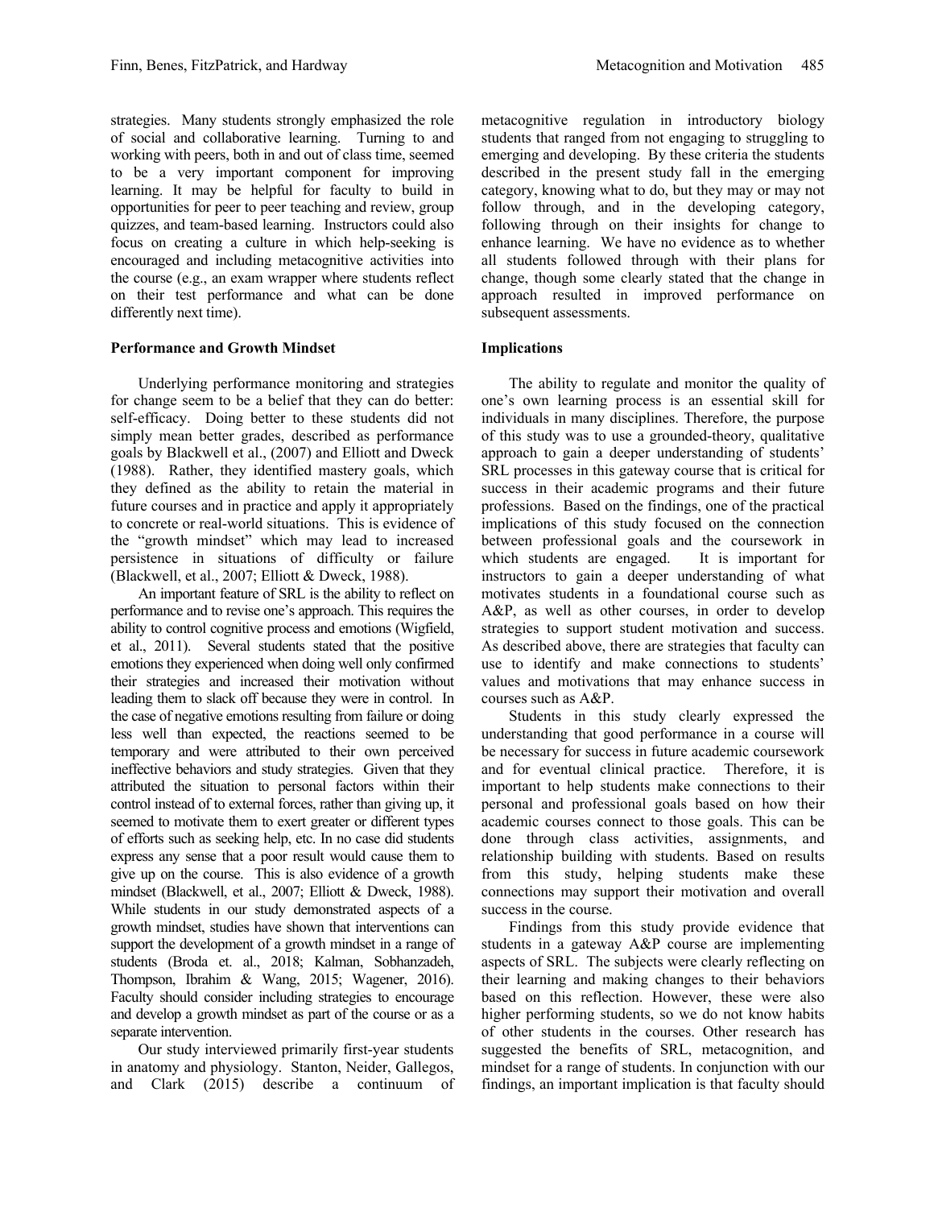strategies. Many students strongly emphasized the role of social and collaborative learning. Turning to and working with peers, both in and out of class time, seemed to be a very important component for improving learning. It may be helpful for faculty to build in opportunities for peer to peer teaching and review, group quizzes, and team-based learning. Instructors could also focus on creating a culture in which help-seeking is encouraged and including metacognitive activities into the course (e.g., an exam wrapper where students reflect on their test performance and what can be done differently next time).

### Performance and Growth Mindset

Underlying performance monitoring and strategies for change seem to be a belief that they can do better: self-efficacy. Doing better to these students did not simply mean better grades, described as performance goals by Blackwell et al., (2007) and Elliott and Dweck (1988). Rather, they identified mastery goals, which they defined as the ability to retain the material in future courses and in practice and apply it appropriately to concrete or real-world situations. This is evidence of the "growth mindset" which may lead to increased persistence in situations of difficulty or failure (Blackwell, et al., 2007; Elliott & Dweck, 1988).

An important feature of SRL is the ability to reflect on performance and to revise one's approach. This requires the ability to control cognitive process and emotions (Wigfield, et al., 2011). Several students stated that the positive emotions they experienced when doing well only confirmed their strategies and increased their motivation without leading them to slack off because they were in control. In the case of negative emotions resulting from failure or doing less well than expected, the reactions seemed to be temporary and were attributed to their own perceived ineffective behaviors and study strategies. Given that they attributed the situation to personal factors within their control instead of to external forces, rather than giving up, it seemed to motivate them to exert greater or different types of efforts such as seeking help, etc. In no case did students express any sense that a poor result would cause them to give up on the course. This is also evidence of a growth mindset (Blackwell, et al., 2007; Elliott & Dweck, 1988). While students in our study demonstrated aspects of a growth mindset, studies have shown that interventions can support the development of a growth mindset in a range of students (Broda et. al., 2018; Kalman, Sobhanzadeh, Thompson, Ibrahim & Wang, 2015; Wagener, 2016). Faculty should consider including strategies to encourage and develop a growth mindset as part of the course or as a separate intervention.

Our study interviewed primarily first-year students in anatomy and physiology. Stanton, Neider, Gallegos, and Clark (2015) describe a continuum of metacognitive regulation in introductory biology students that ranged from not engaging to struggling to emerging and developing. By these criteria the students described in the present study fall in the emerging category, knowing what to do, but they may or may not follow through, and in the developing category, following through on their insights for change to enhance learning. We have no evidence as to whether all students followed through with their plans for change, though some clearly stated that the change in approach resulted in improved performance on subsequent assessments.

### Implications

The ability to regulate and monitor the quality of one's own learning process is an essential skill for individuals in many disciplines. Therefore, the purpose of this study was to use a grounded-theory, qualitative approach to gain a deeper understanding of students' SRL processes in this gateway course that is critical for success in their academic programs and their future professions. Based on the findings, one of the practical implications of this study focused on the connection between professional goals and the coursework in which students are engaged. It is important for instructors to gain a deeper understanding of what motivates students in a foundational course such as A&P, as well as other courses, in order to develop strategies to support student motivation and success. As described above, there are strategies that faculty can use to identify and make connections to students' values and motivations that may enhance success in courses such as A&P.

Students in this study clearly expressed the understanding that good performance in a course will be necessary for success in future academic coursework and for eventual clinical practice. Therefore, it is important to help students make connections to their personal and professional goals based on how their academic courses connect to those goals. This can be done through class activities, assignments, and relationship building with students. Based on results from this study, helping students make these connections may support their motivation and overall success in the course.

Findings from this study provide evidence that students in a gateway A&P course are implementing aspects of SRL. The subjects were clearly reflecting on their learning and making changes to their behaviors based on this reflection. However, these were also higher performing students, so we do not know habits of other students in the courses. Other research has suggested the benefits of SRL, metacognition, and mindset for a range of students. In conjunction with our findings, an important implication is that faculty should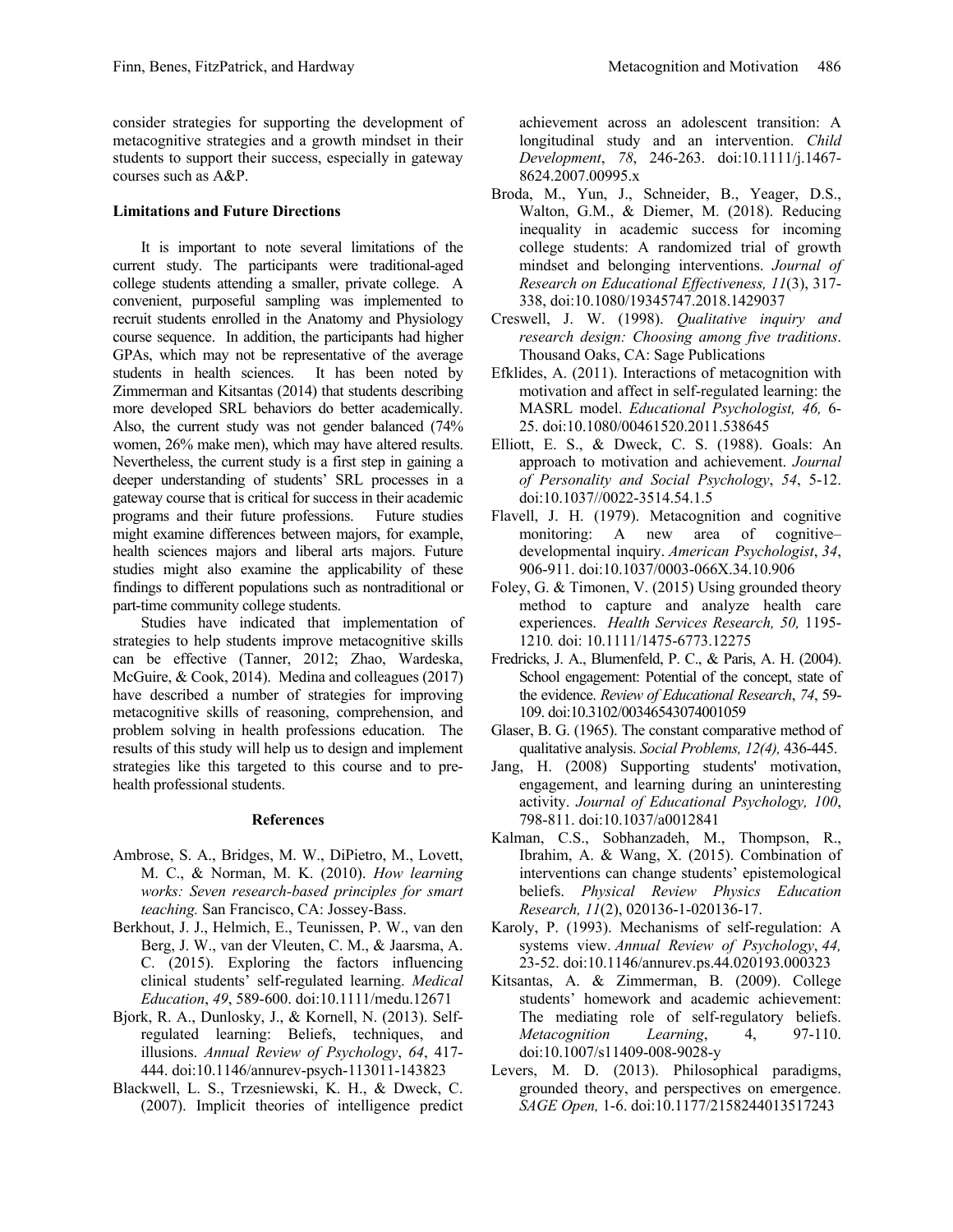consider strategies for supporting the development of metacognitive strategies and a growth mindset in their students to support their success, especially in gateway courses such as A&P.

### Limitations and Future Directions

It is important to note several limitations of the current study. The participants were traditional-aged college students attending a smaller, private college. A convenient, purposeful sampling was implemented to recruit students enrolled in the Anatomy and Physiology course sequence. In addition, the participants had higher GPAs, which may not be representative of the average students in health sciences. It has been noted by Zimmerman and Kitsantas (2014) that students describing more developed SRL behaviors do better academically. Also, the current study was not gender balanced (74% women, 26% make men), which may have altered results. Nevertheless, the current study is a first step in gaining a deeper understanding of students' SRL processes in a gateway course that is critical for success in their academic programs and their future professions. Future studies might examine differences between majors, for example, health sciences majors and liberal arts majors. Future studies might also examine the applicability of these findings to different populations such as nontraditional or part-time community college students.

Studies have indicated that implementation of strategies to help students improve metacognitive skills can be effective (Tanner, 2012; Zhao, Wardeska, McGuire, & Cook, 2014). Medina and colleagues (2017) have described a number of strategies for improving metacognitive skills of reasoning, comprehension, and problem solving in health professions education. The results of this study will help us to design and implement strategies like this targeted to this course and to pre-health professional students.

## References

Ambrose, S. A., Bridges, M. W., DiPietro, M., Lovett, M. C., & Norman, M. K. (2010). *How learning works: Seven research-based principles for smart teaching.* San Francisco, CA: Jossey-Bass.

Berkhout, J. J., Helmich, E., Teunissen, P. W., van den Berg, J. W., van der Vleuten, C. M., & Jaarsma, A. C. (2015). Exploring the factors influencing clinical students' self-regulated learning. *Medical Education*, *49*, 589-600. doi:10.1111/medu.12671

Bjork, R. A., Dunlosky, J., & Kornell, N. (2013). Self-regulated learning: Beliefs, techniques, and illusions. *Annual Review of Psychology*, *64*, 417-444. doi:10.1146/annurev-psych-113011-143823

Blackwell, L. S., Trzesniewski, K. H., & Dweck, C. (2007). Implicit theories of intelligence predict achievement across an adolescent transition: A longitudinal study and an intervention. *Child Development*, *78*, 246-263. doi:10.1111/j.1467-8624.2007.00995.x

Broda, M., Yun, J., Schneider, B., Yeager, D.S., Walton, G.M., & Diemer, M. (2018). Reducing inequality in academic success for incoming college students: A randomized trial of growth mindset and belonging interventions. *Journal of Research on Educational Effectiveness, 11*(3), 317-338, doi:10.1080/19345747.2018.1429037

Creswell, J. W. (1998). *Qualitative inquiry and research design: Choosing among five traditions*. Thousand Oaks, CA: Sage Publications

Efklides, A. (2011). Interactions of metacognition with motivation and affect in self-regulated learning: the MASRL model. *Educational Psychologist, 46,* 6-25. doi:10.1080/00461520.2011.538645

Elliott, E. S., & Dweck, C. S. (1988). Goals: An approach to motivation and achievement. *Journal of Personality and Social Psychology*, *54*, 5-12. doi:10.1037//0022-3514.54.1.5

Flavell, J. H. (1979). Metacognition and cognitive monitoring: A new area of cognitive–developmental inquiry. *American Psychologist*, *34*, 906-911. doi:10.1037/0003-066X.34.10.906

Foley, G. & Timonen, V. (2015) Using grounded theory method to capture and analyze health care experiences. *Health Services Research, 50,* 1195-1210*.* doi: 10.1111/1475-6773.12275

Fredricks, J. A., Blumenfeld, P. C., & Paris, A. H. (2004). School engagement: Potential of the concept, state of the evidence. *Review of Educational Research*, *74*, 59-109. doi:10.3102/00346543074001059

Glaser, B. G. (1965). The constant comparative method of qualitative analysis. *Social Problems, 12(4),* 436-445.

Jang, H. (2008) Supporting students' motivation, engagement, and learning during an uninteresting activity. *Journal of Educational Psychology, 100*, 798-811. doi:10.1037/a0012841

Kalman, C.S., Sobhanzadeh, M., Thompson, R., Ibrahim, A. & Wang, X. (2015). Combination of interventions can change students' epistemological beliefs. *Physical Review Physics Education Research, 11*(2), 020136-1-020136-17.

Karoly, P. (1993). Mechanisms of self-regulation: A systems view. *Annual Review of Psychology*, *44,* 23-52. doi:10.1146/annurev.ps.44.020193.000323

Kitsantas, A. & Zimmerman, B. (2009). College students' homework and academic achievement: The mediating role of self-regulatory beliefs. *Metacognition Learning*, 4, 97-110. doi:10.1007/s11409-008-9028-y

Levers, M. D. (2013). Philosophical paradigms, grounded theory, and perspectives on emergence. *SAGE Open,* 1-6. doi:10.1177/2158244013517243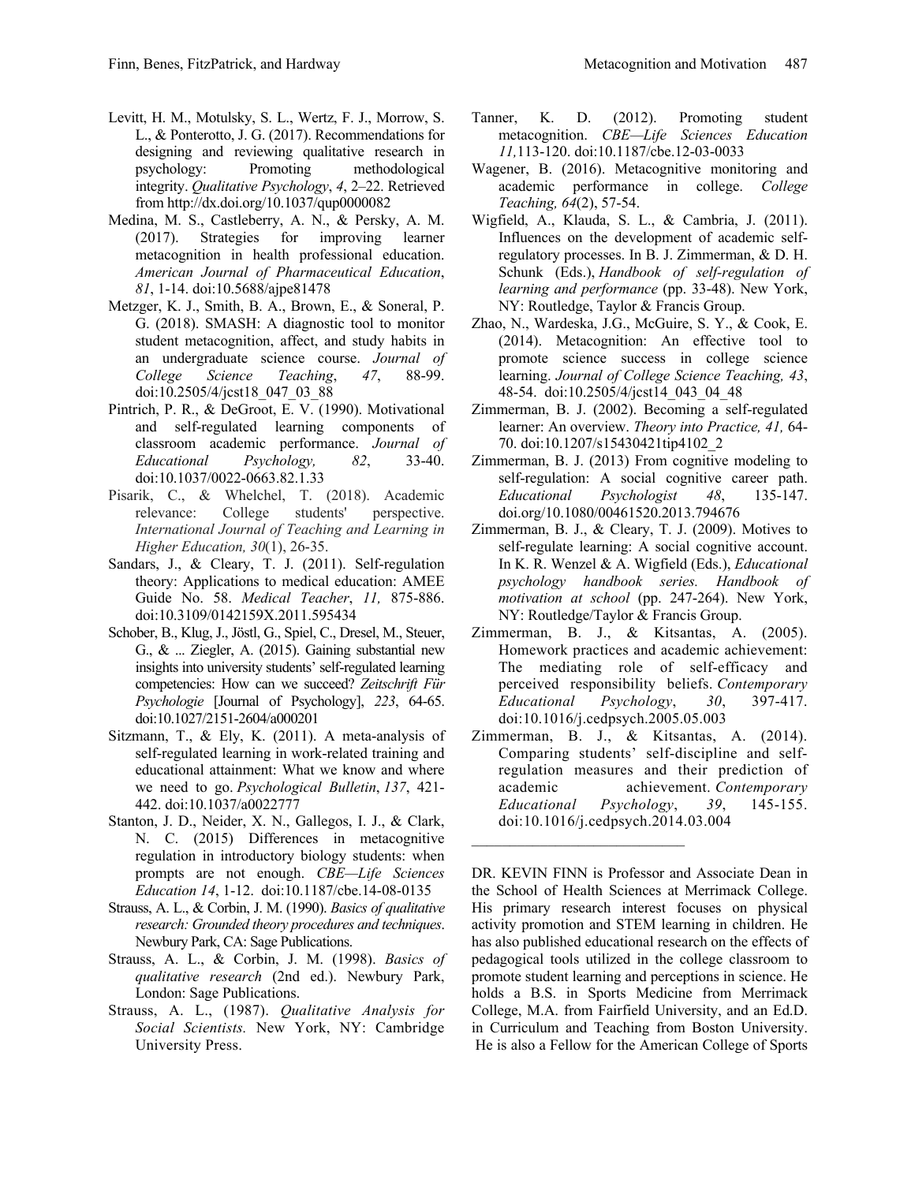Levitt, H. M., Motulsky, S. L., Wertz, F. J., Morrow, S. L., & Ponterotto, J. G. (2017). Recommendations for designing and reviewing qualitative research in psychology: Promoting methodological integrity. *Qualitative Psychology*, *4*, 2–22. Retrieved from http://dx.doi.org/10.1037/qup0000082

Medina, M. S., Castleberry, A. N., & Persky, A. M. (2017). Strategies for improving learner metacognition in health professional education. *American Journal of Pharmaceutical Education*, *81*, 1-14. doi:10.5688/ajpe81478

Metzger, K. J., Smith, B. A., Brown, E., & Soneral, P. G. (2018). SMASH: A diagnostic tool to monitor student metacognition, affect, and study habits in an undergraduate science course. *Journal of College Science Teaching*, *47*, 88-99. doi:10.2505/4/jcst18_047_03_88

Pintrich, P. R., & DeGroot, E. V. (1990). Motivational and self-regulated learning components of classroom academic performance. *Journal of Educational Psychology, 82*, 33-40. doi:10.1037/0022-0663.82.1.33

Pisarik, C., & Whelchel, T. (2018). Academic relevance: College students' perspective. *International Journal of Teaching and Learning in Higher Education, 30*(1), 26-35.

Sandars, J., & Cleary, T. J. (2011). Self-regulation theory: Applications to medical education: AMEE Guide No. 58. *Medical Teacher*, *11,* 875-886. doi:10.3109/0142159X.2011.595434

Schober, B., Klug, J., Jöstl, G., Spiel, C., Dresel, M., Steuer, G., & ... Ziegler, A. (2015). Gaining substantial new insights into university students' self-regulated learning competencies: How can we succeed? *Zeitschrift Für Psychologie* [Journal of Psychology], *223*, 64-65. doi:10.1027/2151-2604/a000201

Sitzmann, T., & Ely, K. (2011). A meta-analysis of self-regulated learning in work-related training and educational attainment: What we know and where we need to go. *Psychological Bulletin*, *137*, 421-442. doi:10.1037/a0022777

Stanton, J. D., Neider, X. N., Gallegos, I. J., & Clark, N. C. (2015) Differences in metacognitive regulation in introductory biology students: when prompts are not enough. *CBE—Life Sciences Education 14*, 1-12. doi:10.1187/cbe.14-08-0135

Strauss, A. L., & Corbin, J. M. (1990). *Basics of qualitative research: Grounded theory procedures and techniques*. Newbury Park, CA: Sage Publications.

Strauss, A. L., & Corbin, J. M. (1998). *Basics of qualitative research* (2nd ed.). Newbury Park, London: Sage Publications.

Strauss, A. L., (1987). *Qualitative Analysis for Social Scientists.* New York, NY: Cambridge University Press.

Tanner, K. D. (2012). Promoting student metacognition. *CBE—Life Sciences Education 11,*113-120. doi:10.1187/cbe.12-03-0033

Wagener, B. (2016). Metacognitive monitoring and academic performance in college. *College Teaching, 64*(2), 57-54.

Wigfield, A., Klauda, S. L., & Cambria, J. (2011). Influences on the development of academic self-regulatory processes. In B. J. Zimmerman, & D. H. Schunk (Eds.), *Handbook of self-regulation of learning and performance* (pp. 33-48). New York, NY: Routledge, Taylor & Francis Group.

Zhao, N., Wardeska, J.G., McGuire, S. Y., & Cook, E. (2014). Metacognition: An effective tool to promote science success in college science learning. *Journal of College Science Teaching, 43*, 48-54. doi:10.2505/4/jcst14_043_04_48

Zimmerman, B. J. (2002). Becoming a self-regulated learner: An overview. *Theory into Practice, 41,* 64-70. doi:10.1207/s15430421tip4102_2

Zimmerman, B. J. (2013) From cognitive modeling to self-regulation: A social cognitive career path. *Educational Psychologist 48*, 135-147. doi.org/10.1080/00461520.2013.794676

Zimmerman, B. J., & Cleary, T. J. (2009). Motives to self-regulate learning: A social cognitive account. In K. R. Wenzel & A. Wigfield (Eds.), *Educational psychology handbook series. Handbook of motivation at school* (pp. 247-264). New York, NY: Routledge/Taylor & Francis Group.

Zimmerman, B. J., & Kitsantas, A. (2005). Homework practices and academic achievement: The mediating role of self-efficacy and perceived responsibility beliefs. *Contemporary Educational Psychology*, *30*, 397-417. doi:10.1016/j.cedpsych.2005.05.003

Zimmerman, B. J., & Kitsantas, A. (2014). Comparing students' self-discipline and self-regulation measures and their prediction of academic achievement. *Contemporary Educational Psychology*, *39*, 145-155. doi:10.1016/j.cedpsych.2014.03.004

---

DR. KEVIN FINN is Professor and Associate Dean in the School of Health Sciences at Merrimack College. His primary research interest focuses on physical activity promotion and STEM learning in children. He has also published educational research on the effects of pedagogical tools utilized in the college classroom to promote student learning and perceptions in science. He holds a B.S. in Sports Medicine from Merrimack College, M.A. from Fairfield University, and an Ed.D. in Curriculum and Teaching from Boston University. He is also a Fellow for the American College of Sports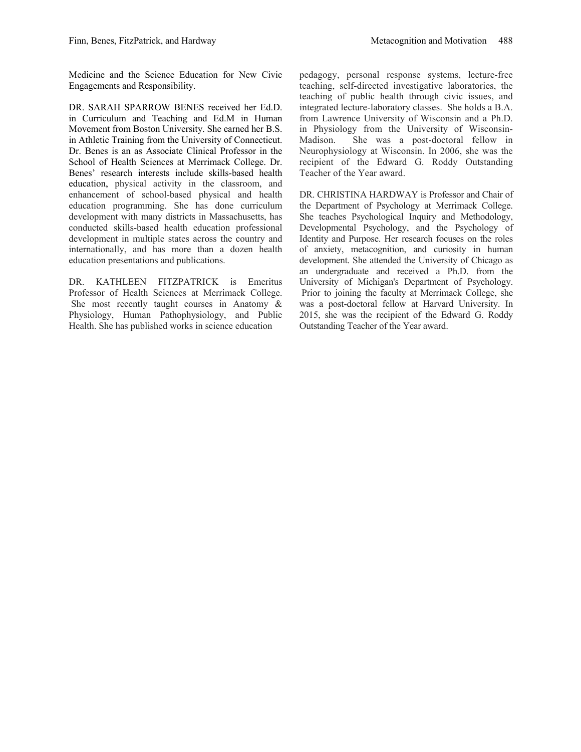Medicine and the Science Education for New Civic Engagements and Responsibility.

DR. SARAH SPARROW BENES received her Ed.D. in Curriculum and Teaching and Ed.M in Human Movement from Boston University. She earned her B.S. in Athletic Training from the University of Connecticut. Dr. Benes is an as Associate Clinical Professor in the School of Health Sciences at Merrimack College. Dr. Benes' research interests include skills-based health education, physical activity in the classroom, and enhancement of school-based physical and health education programming. She has done curriculum development with many districts in Massachusetts, has conducted skills-based health education professional development in multiple states across the country and internationally, and has more than a dozen health education presentations and publications.

DR. KATHLEEN FITZPATRICK is Emeritus Professor of Health Sciences at Merrimack College. She most recently taught courses in Anatomy & Physiology, Human Pathophysiology, and Public Health. She has published works in science education pedagogy, personal response systems, lecture-free teaching, self-directed investigative laboratories, the teaching of public health through civic issues, and integrated lecture-laboratory classes. She holds a B.A. from Lawrence University of Wisconsin and a Ph.D. in Physiology from the University of Wisconsin-Madison. She was a post-doctoral fellow in Neurophysiology at Wisconsin. In 2006, she was the recipient of the Edward G. Roddy Outstanding Teacher of the Year award.

DR. CHRISTINA HARDWAY is Professor and Chair of the Department of Psychology at Merrimack College. She teaches Psychological Inquiry and Methodology, Developmental Psychology, and the Psychology of Identity and Purpose. Her research focuses on the roles of anxiety, metacognition, and curiosity in human development. She attended the University of Chicago as an undergraduate and received a Ph.D. from the University of Michigan's Department of Psychology. Prior to joining the faculty at Merrimack College, she was a post-doctoral fellow at Harvard University. In 2015, she was the recipient of the Edward G. Roddy Outstanding Teacher of the Year award.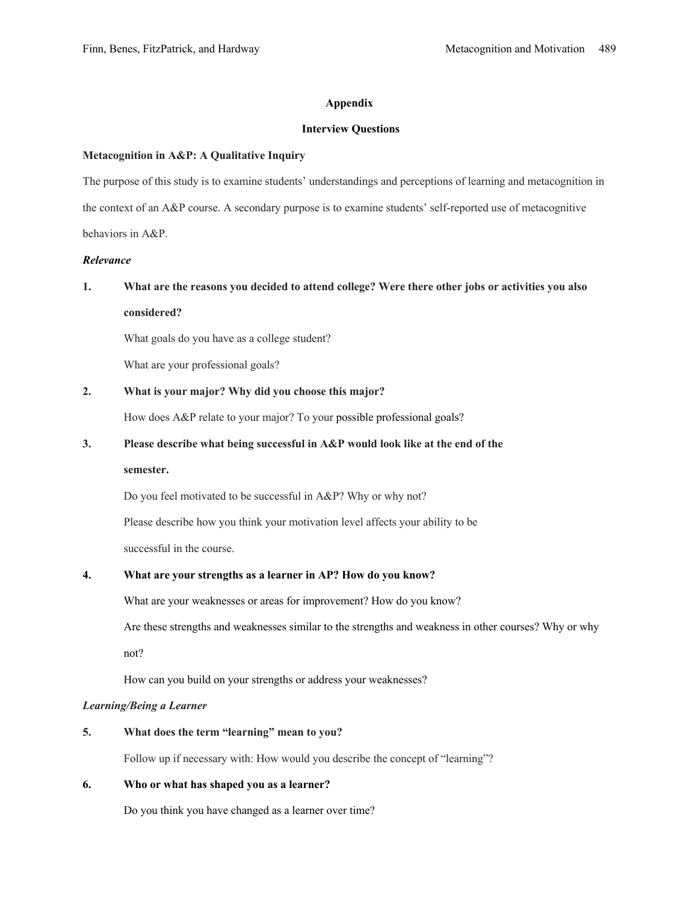## Appendix

## Interview Questions

**Metacognition in A&P: A Qualitative Inquiry**

The purpose of this study is to examine students' understandings and perceptions of learning and metacognition in the context of an A&P course. A secondary purpose is to examine students' self-reported use of metacognitive behaviors in A&P.

***Relevance***

**1. What are the reasons you decided to attend college? Were there other jobs or activities you also considered?**

What goals do you have as a college student?

What are your professional goals?

**2. What is your major? Why did you choose this major?**

How does A&P relate to your major? To your possible professional goals?

**3. Please describe what being successful in A&P would look like at the end of the semester.**

Do you feel motivated to be successful in A&P? Why or why not?

Please describe how you think your motivation level affects your ability to be successful in the course.

**4. What are your strengths as a learner in AP? How do you know?**

What are your weaknesses or areas for improvement? How do you know?

Are these strengths and weaknesses similar to the strengths and weakness in other courses? Why or why not?

How can you build on your strengths or address your weaknesses?

***Learning/Being a Learner***

**5. What does the term "learning" mean to you?**

Follow up if necessary with: How would you describe the concept of "learning"?

**6. Who or what has shaped you as a learner?**

Do you think you have changed as a learner over time?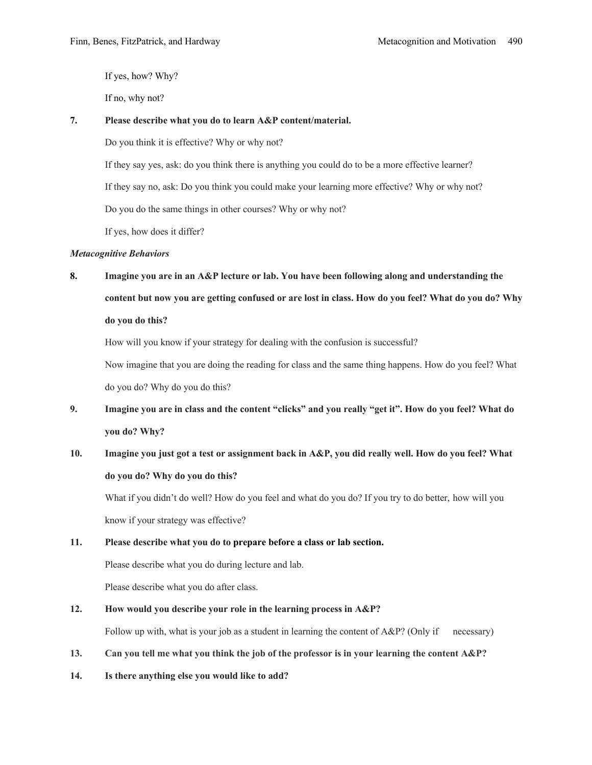If yes, how? Why?

If no, why not?

**7. Please describe what you do to learn A&P content/material.**

Do you think it is effective? Why or why not?

If they say yes, ask: do you think there is anything you could do to be a more effective learner?

If they say no, ask: Do you think you could make your learning more effective? Why or why not?

Do you do the same things in other courses? Why or why not?

If yes, how does it differ?

***Metacognitive Behaviors***

**8. Imagine you are in an A&P lecture or lab. You have been following along and understanding the content but now you are getting confused or are lost in class. How do you feel? What do you do? Why do you do this?**

How will you know if your strategy for dealing with the confusion is successful?

Now imagine that you are doing the reading for class and the same thing happens. How do you feel? What do you do? Why do you do this?

**9. Imagine you are in class and the content "clicks" and you really "get it". How do you feel? What do you do? Why?**

**10. Imagine you just got a test or assignment back in A&P, you did really well. How do you feel? What do you do? Why do you do this?**

What if you didn't do well? How do you feel and what do you do? If you try to do better, how will you know if your strategy was effective?

**11. Please describe what you do to prepare before a class or lab section.**

Please describe what you do during lecture and lab.

Please describe what you do after class.

**12. How would you describe your role in the learning process in A&P?**

Follow up with, what is your job as a student in learning the content of A&P? (Only if necessary)

**13. Can you tell me what you think the job of the professor is in your learning the content A&P?**

**14. Is there anything else you would like to add?**